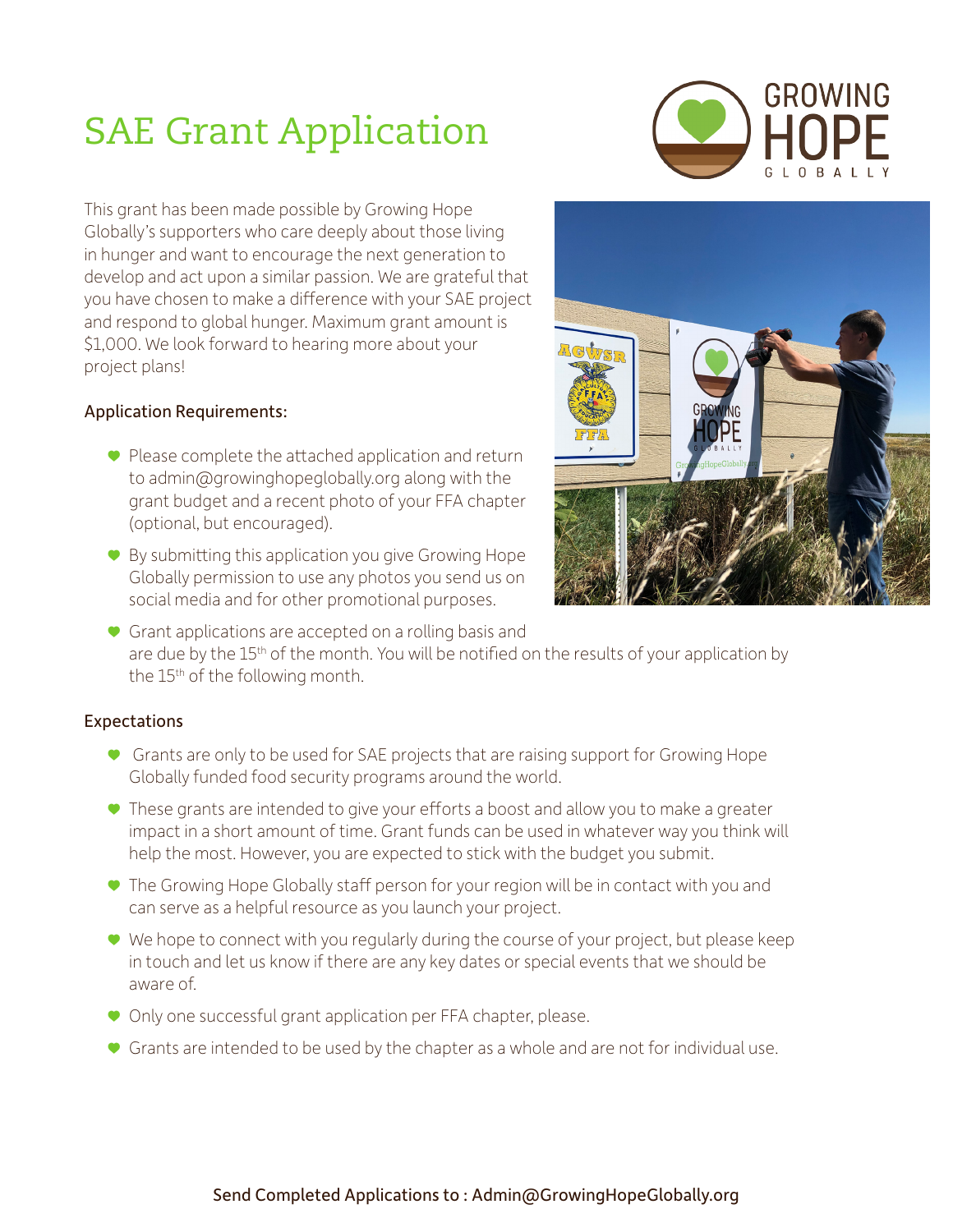# SAE Grant Application

This grant has been made possible by Growing Hope Globally's supporters who care deeply about those living in hunger and want to encourage the next generation to develop and act upon a similar passion. We are grateful that you have chosen to make a difference with your SAE project and respond to global hunger. Maximum grant amount is $1,000. We look forward to hearing more about your project plans!

### Application Requirements:

- Please complete the attached application and return to admin@growinghopeglobally.org along with the grant budget and a recent photo of your FFA chapter (optional, but encouraged).
- By submitting this application you give Growing Hope Globally permission to use any photos you send us on social media and for other promotional purposes.
- Grant applications are accepted on a rolling basis and are due by the 15th of the month. You will be notified on the results of your application by the 15th of the following month.

### Expectations

- Grants are only to be used for SAE projects that are raising support for Growing Hope Globally funded food security programs around the world.
- These grants are intended to give your efforts a boost and allow you to make a greater impact in a short amount of time. Grant funds can be used in whatever way you think will help the most. However, you are expected to stick with the budget you submit.
- The Growing Hope Globally staff person for your region will be in contact with you and can serve as a helpful resource as you launch your project.
- We hope to connect with you regularly during the course of your project, but please keep in touch and let us know if there are any key dates or special events that we should be aware of.
- Only one successful grant application per FFA chapter, please.
- Grants are intended to be used by the chapter as a whole and are not for individual use.

Send Completed Applications to : Admin@GrowingHopeGlobally.org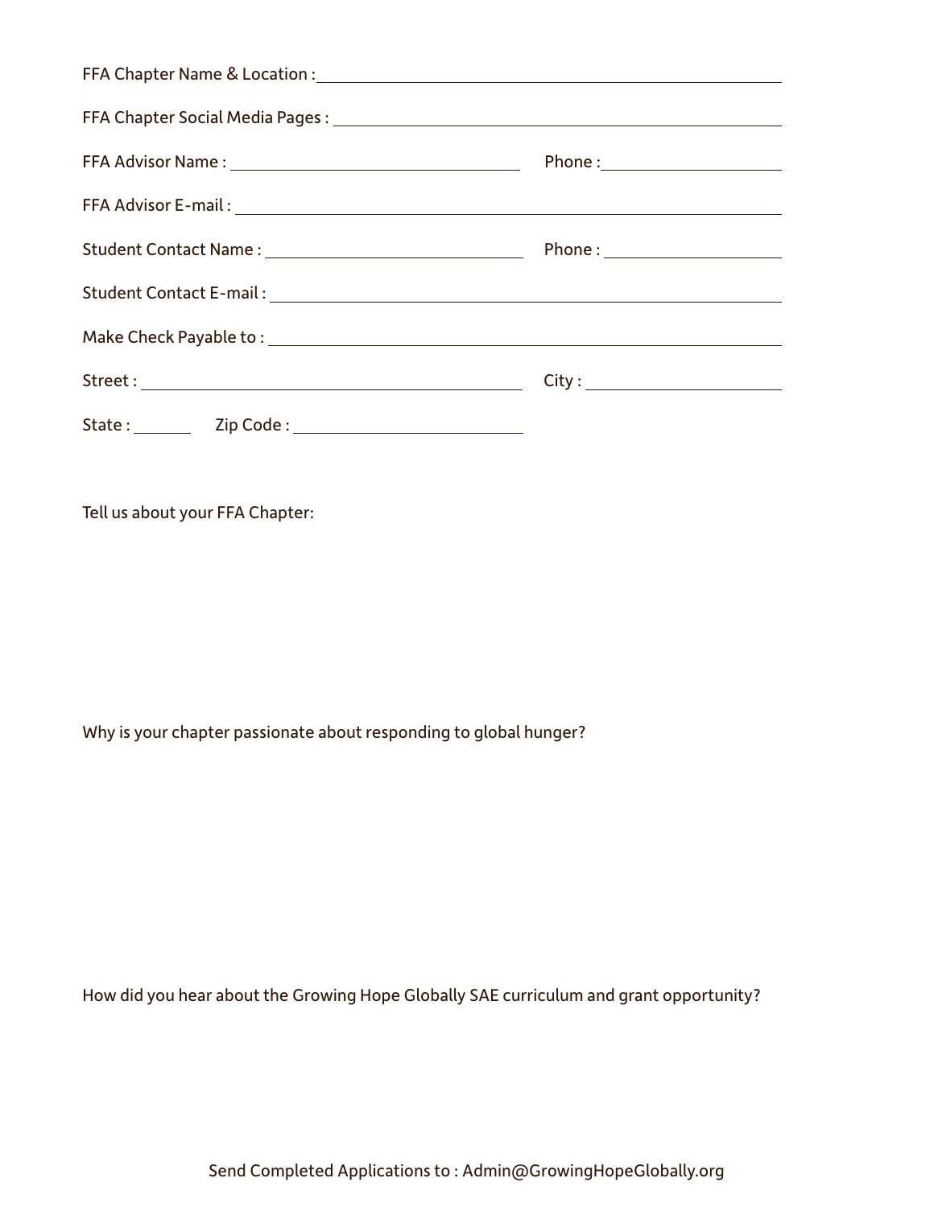FFA Chapter Name & Location : ______________________________

FFA Chapter Social Media Pages : ______________________________

FFA Advisor Name : ______________________ Phone : ______________

FFA Advisor E-mail : ______________________________

Student Contact Name : ______________________ Phone : ______________

Student Contact E-mail : ______________________________

Make Check Payable to : ______________________________

Street : ______________________ City : ______________

State : ______ Zip Code : ______________

Tell us about your FFA Chapter:

Why is your chapter passionate about responding to global hunger?

How did you hear about the Growing Hope Globally SAE curriculum and grant opportunity?

Send Completed Applications to : Admin@GrowingHopeGlobally.org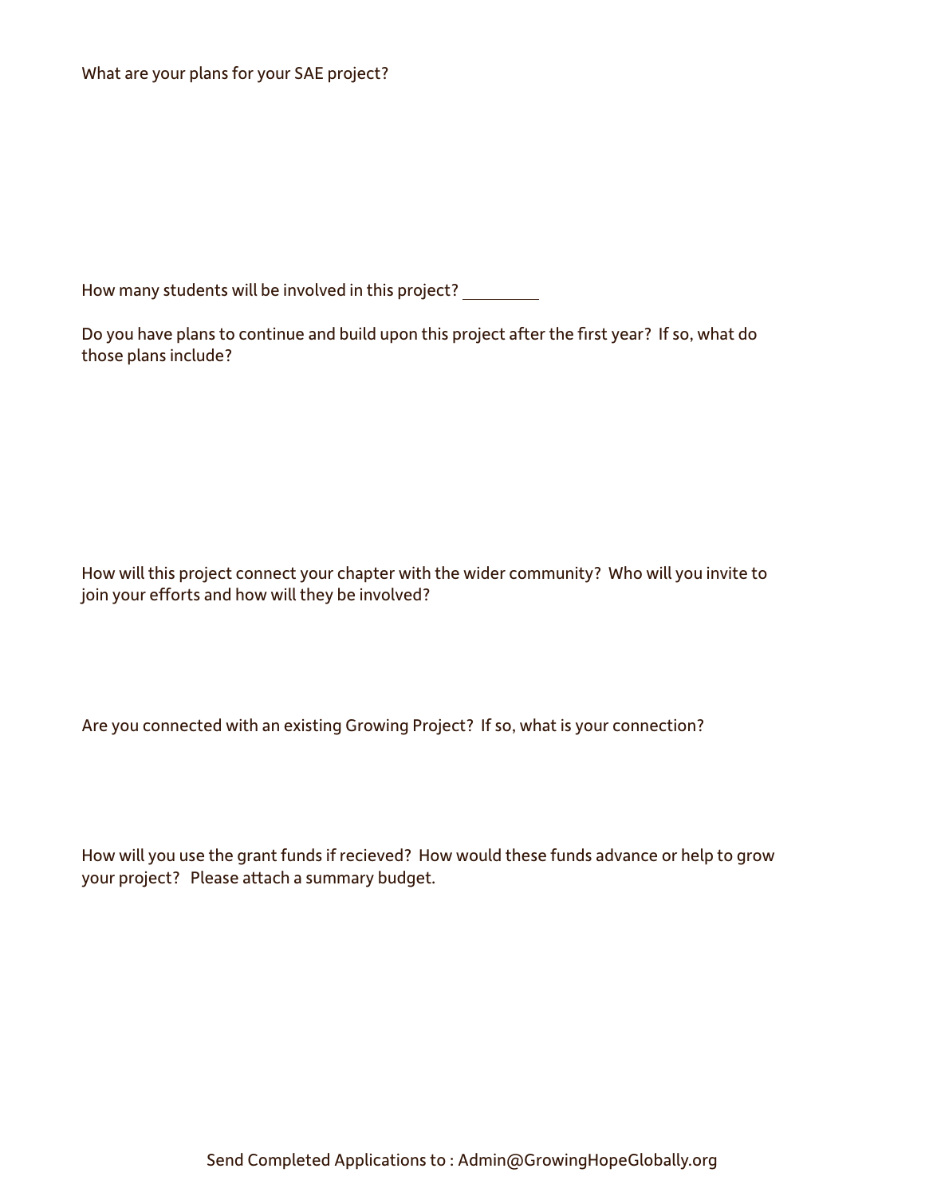What are your plans for your SAE project?

How many students will be involved in this project? ________

Do you have plans to continue and build upon this project after the first year? If so, what do those plans include?

How will this project connect your chapter with the wider community? Who will you invite to join your efforts and how will they be involved?

Are you connected with an existing Growing Project? If so, what is your connection?

How will you use the grant funds if recieved? How would these funds advance or help to grow your project? Please attach a summary budget.

Send Completed Applications to : Admin@GrowingHopeGlobally.org